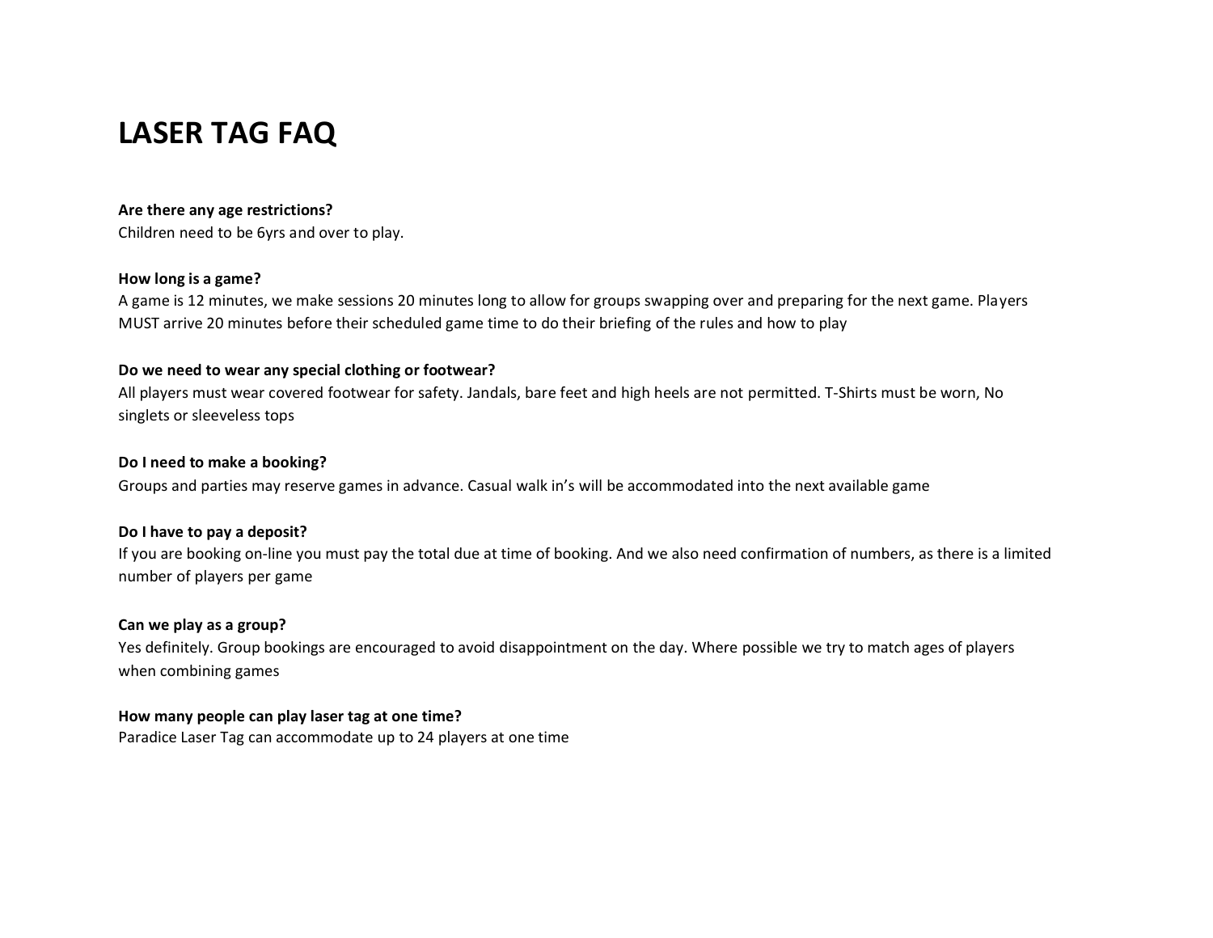# LASER TAG FAQ

**Are there any age restrictions?**
Children need to be 6yrs and over to play.

**How long is a game?**
A game is 12 minutes, we make sessions 20 minutes long to allow for groups swapping over and preparing for the next game. Players MUST arrive 20 minutes before their scheduled game time to do their briefing of the rules and how to play

**Do we need to wear any special clothing or footwear?**
All players must wear covered footwear for safety. Jandals, bare feet and high heels are not permitted. T-Shirts must be worn, No singlets or sleeveless tops

**Do I need to make a booking?**
Groups and parties may reserve games in advance. Casual walk in's will be accommodated into the next available game

**Do I have to pay a deposit?**
If you are booking on-line you must pay the total due at time of booking. And we also need confirmation of numbers, as there is a limited number of players per game

**Can we play as a group?**
Yes definitely. Group bookings are encouraged to avoid disappointment on the day. Where possible we try to match ages of players when combining games

**How many people can play laser tag at one time?**
Paradice Laser Tag can accommodate up to 24 players at one time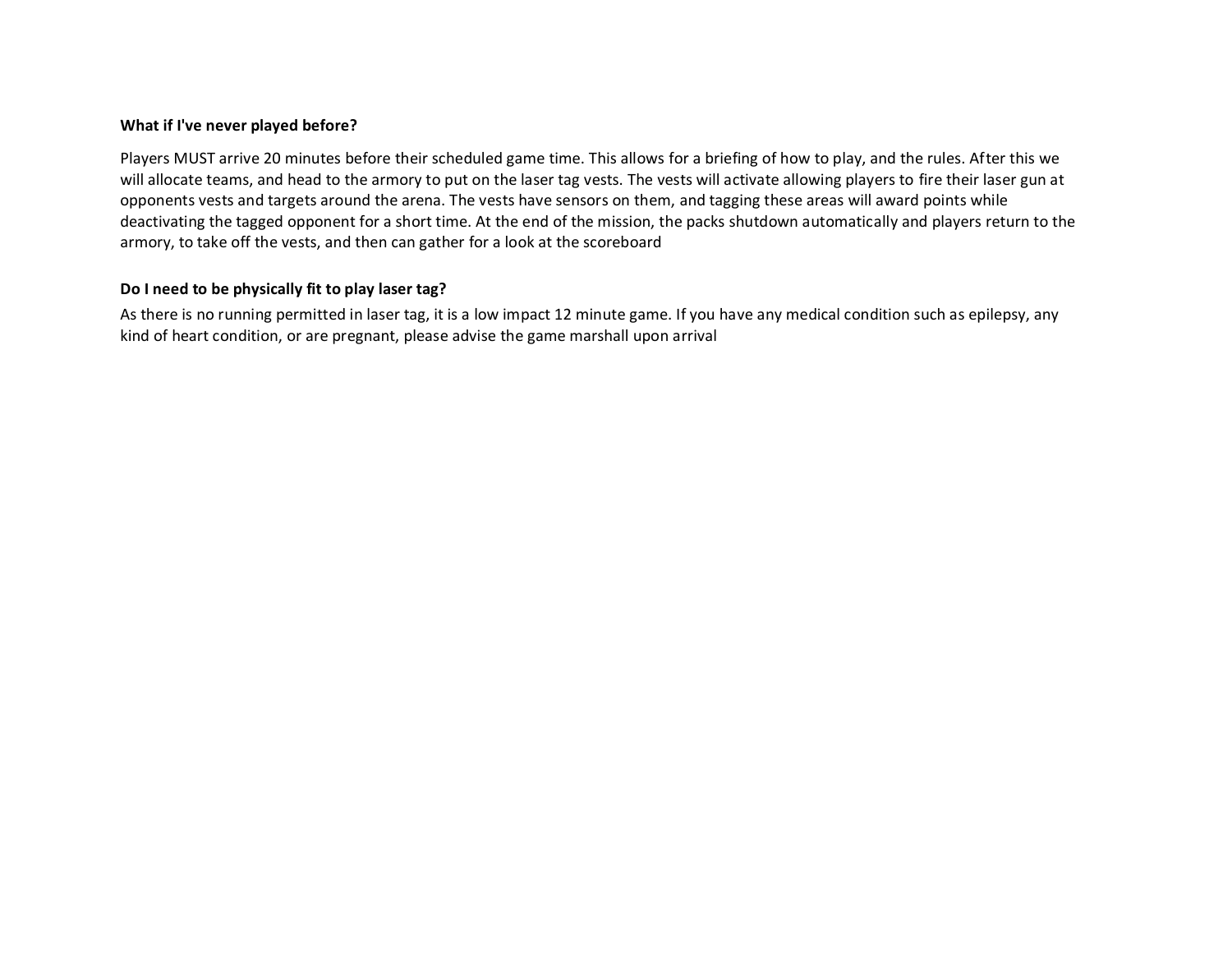**What if I've never played before?**

Players MUST arrive 20 minutes before their scheduled game time. This allows for a briefing of how to play, and the rules. After this we will allocate teams, and head to the armory to put on the laser tag vests. The vests will activate allowing players to fire their laser gun at opponents vests and targets around the arena. The vests have sensors on them, and tagging these areas will award points while deactivating the tagged opponent for a short time. At the end of the mission, the packs shutdown automatically and players return to the armory, to take off the vests, and then can gather for a look at the scoreboard

**Do I need to be physically fit to play laser tag?**

As there is no running permitted in laser tag, it is a low impact 12 minute game. If you have any medical condition such as epilepsy, any kind of heart condition, or are pregnant, please advise the game marshall upon arrival